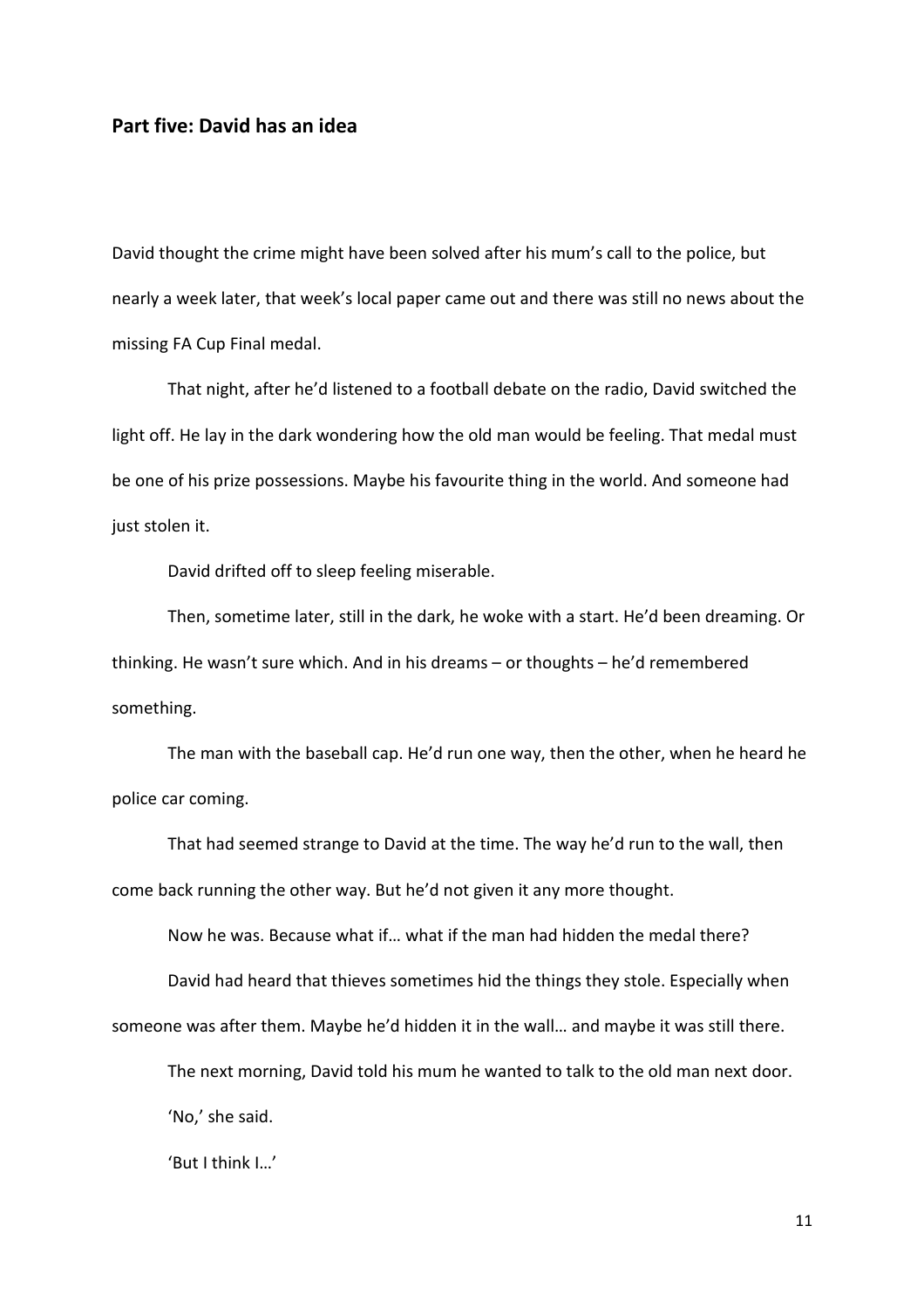## Part five: David has an idea

David thought the crime might have been solved after his mum's call to the police, but nearly a week later, that week's local paper came out and there was still no news about the missing FA Cup Final medal.

That night, after he'd listened to a football debate on the radio, David switched the light off. He lay in the dark wondering how the old man would be feeling. That medal must be one of his prize possessions. Maybe his favourite thing in the world. And someone had just stolen it.

David drifted off to sleep feeling miserable.

Then, sometime later, still in the dark, he woke with a start. He'd been dreaming. Or thinking. He wasn't sure which. And in his dreams – or thoughts – he'd remembered something.

The man with the baseball cap. He'd run one way, then the other, when he heard he police car coming.

That had seemed strange to David at the time. The way he'd run to the wall, then come back running the other way. But he'd not given it any more thought.

Now he was. Because what if… what if the man had hidden the medal there?

David had heard that thieves sometimes hid the things they stole. Especially when someone was after them. Maybe he'd hidden it in the wall… and maybe it was still there.

The next morning, David told his mum he wanted to talk to the old man next door.

'No,' she said.

'But I think I…'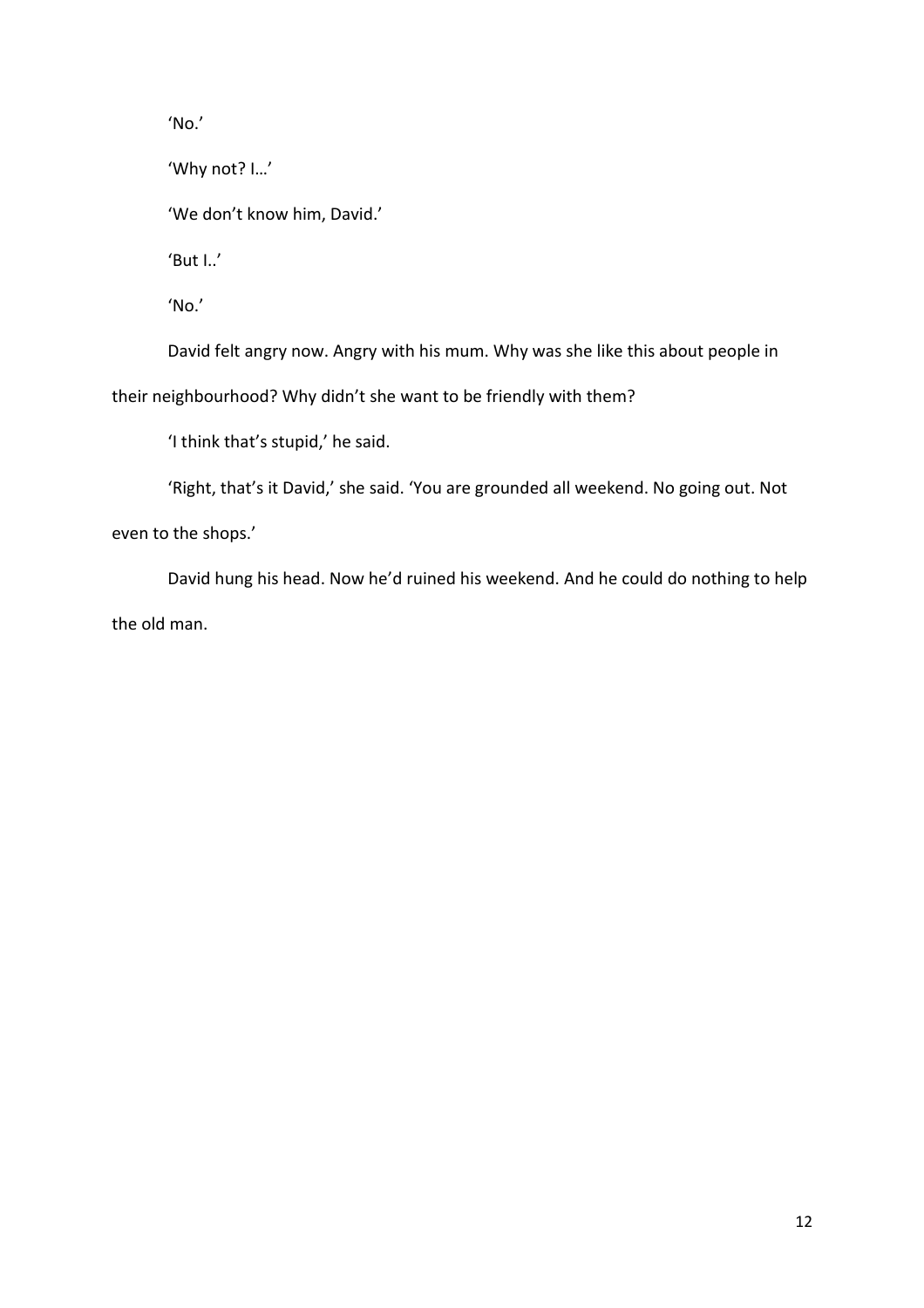'No.'

'Why not? I…'

'We don't know him, David.'

'But I..'

'No.'

David felt angry now. Angry with his mum. Why was she like this about people in their neighbourhood? Why didn't she want to be friendly with them?

'I think that's stupid,' he said.

'Right, that's it David,' she said. 'You are grounded all weekend. No going out. Not even to the shops.'

David hung his head. Now he'd ruined his weekend. And he could do nothing to help the old man.